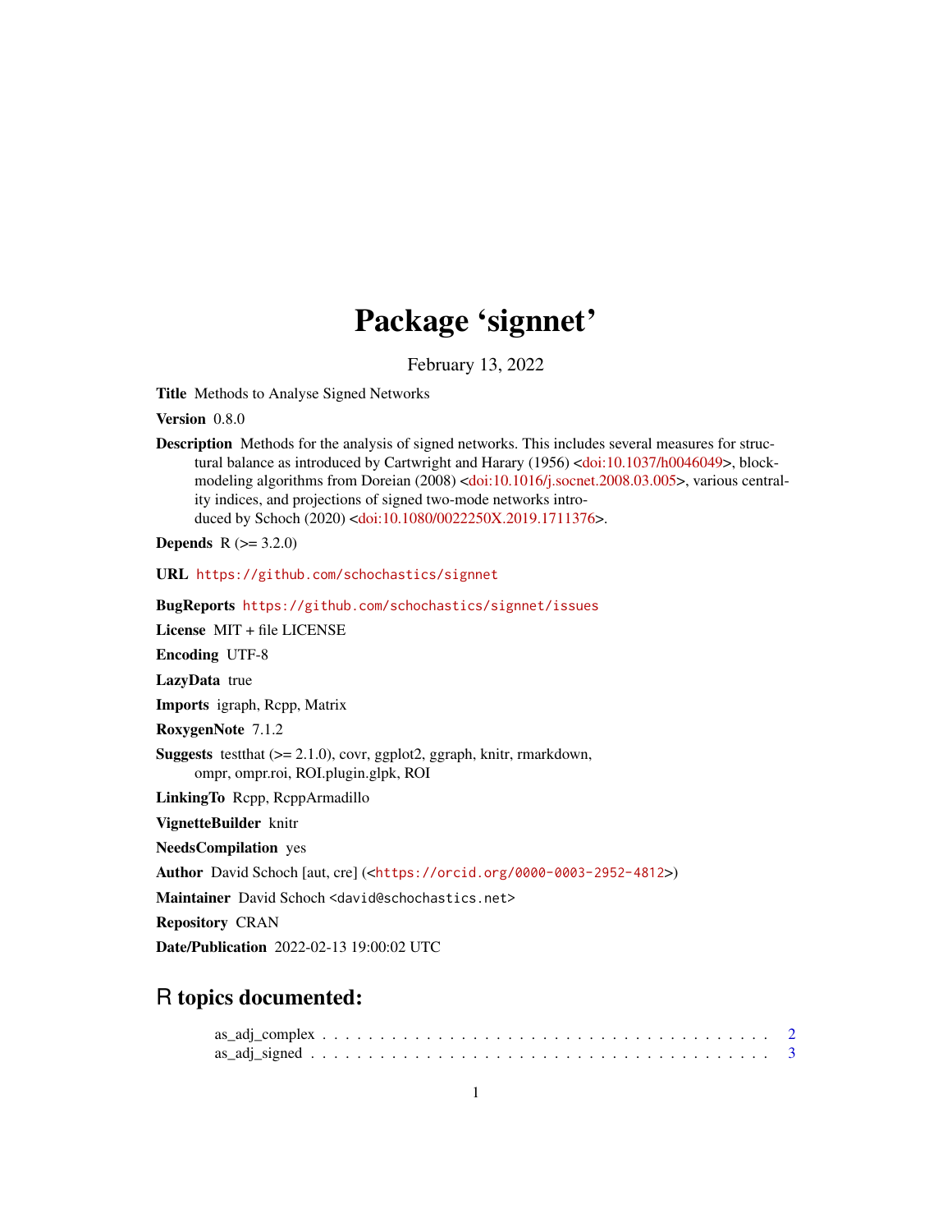# Package 'signnet'

February 13, 2022

**Title** Methods to Analyse Signed Networks

**Version** 0.8.0

**Description** Methods for the analysis of signed networks. This includes several measures for structural balance as introduced by Cartwright and Harary (1956) <doi:10.1037/h0046049>, blockmodeling algorithms from Doreian (2008) <doi:10.1016/j.socnet.2008.03.005>, various centrality indices, and projections of signed two-mode networks introduced by Schoch (2020) <doi:10.1080/0022250X.2019.1711376>.

**Depends** R (>= 3.2.0)

**URL** https://github.com/schochastics/signnet

**BugReports** https://github.com/schochastics/signnet/issues

**License** MIT + file LICENSE

**Encoding** UTF-8

**LazyData** true

**Imports** igraph, Rcpp, Matrix

**RoxygenNote** 7.1.2

**Suggests** testthat (>= 2.1.0), covr, ggplot2, ggraph, knitr, rmarkdown, ompr, ompr.roi, ROI.plugin.glpk, ROI

**LinkingTo** Rcpp, RcppArmadillo

**VignetteBuilder** knitr

**NeedsCompilation** yes

**Author** David Schoch [aut, cre] (<https://orcid.org/0000-0003-2952-4812>)

**Maintainer** David Schoch <david@schochastics.net>

**Repository** CRAN

**Date/Publication** 2022-02-13 19:00:02 UTC

## R topics documented:

as_adj_complex . . . . . . . . . . . . . . . . . . . . . . . . . . . . . . . . . . . . . . . 2
as_adj_signed . . . . . . . . . . . . . . . . . . . . . . . . . . . . . . . . . . . . . . . 3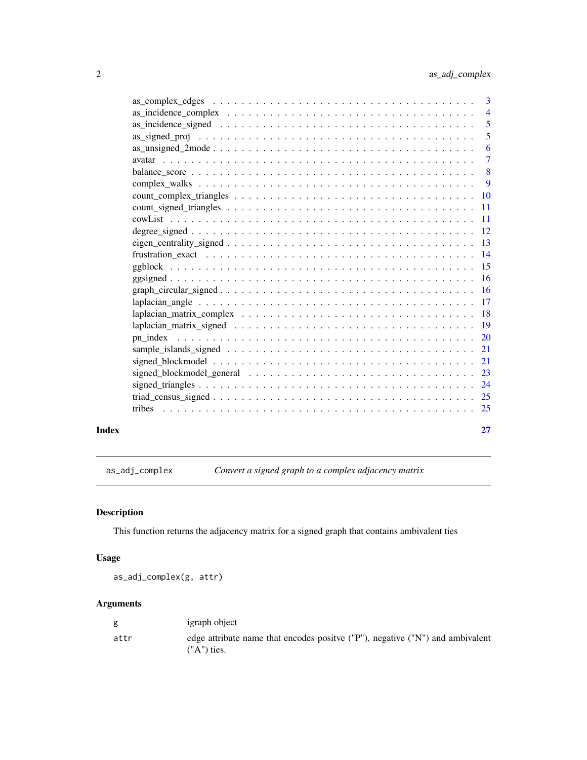| | |
|---|---|
| as_complex_edges | 3 |
| as_incidence_complex | 4 |
| as_incidence_signed | 5 |
| as_signed_proj | 5 |
| as_unsigned_2mode | 6 |
| avatar | 7 |
| balance_score | 8 |
| complex_walks | 9 |
| count_complex_triangles | 10 |
| count_signed_triangles | 11 |
| cowList | 11 |
| degree_signed | 12 |
| eigen_centrality_signed | 13 |
| frustration_exact | 14 |
| ggblock | 15 |
| ggsigned | 16 |
| graph_circular_signed | 16 |
| laplacian_angle | 17 |
| laplacian_matrix_complex | 18 |
| laplacian_matrix_signed | 19 |
| pn_index | 20 |
| sample_islands_signed | 21 |
| signed_blockmodel | 21 |
| signed_blockmodel_general | 23 |
| signed_triangles | 24 |
| triad_census_signed | 25 |
| tribes | 25 |

**Index** **27**

---

## as_adj_complex — *Convert a signed graph to a complex adjacency matrix*

### Description

This function returns the adjacency matrix for a signed graph that contains ambivalent ties

### Usage

```
as_adj_complex(g, attr)
```

### Arguments

| | |
|---|---|
| g | igraph object |
| attr | edge attribute name that encodes positve ("P"), negative ("N") and ambivalent ("A") ties. |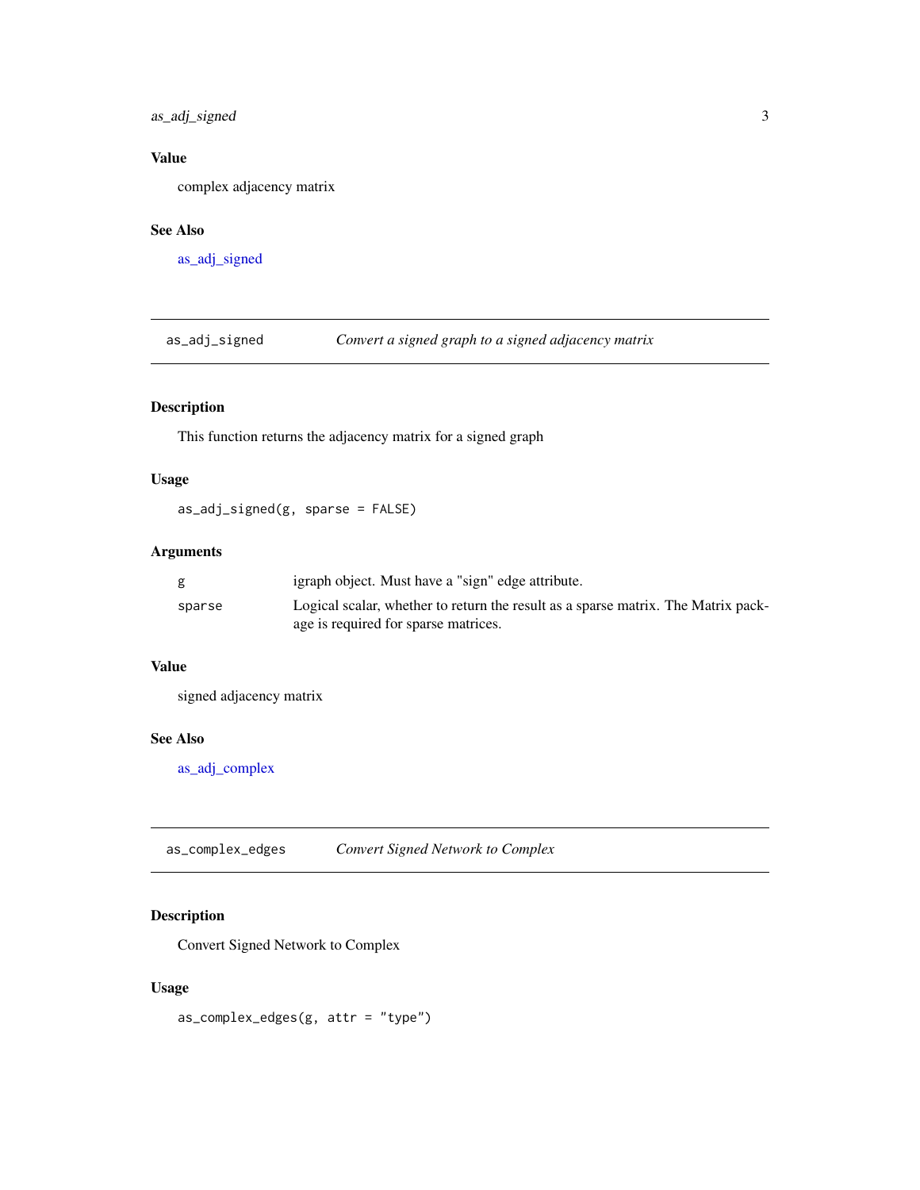## Value

complex adjacency matrix

## See Also

as_adj_signed

---

# as_adj_signed — *Convert a signed graph to a signed adjacency matrix*

## Description

This function returns the adjacency matrix for a signed graph

## Usage

```
as_adj_signed(g, sparse = FALSE)
```

## Arguments

| | |
|---|---|
| g | igraph object. Must have a "sign" edge attribute. |
| sparse | Logical scalar, whether to return the result as a sparse matrix. The Matrix package is required for sparse matrices. |

## Value

signed adjacency matrix

## See Also

as_adj_complex

---

# as_complex_edges — *Convert Signed Network to Complex*

## Description

Convert Signed Network to Complex

## Usage

```
as_complex_edges(g, attr = "type")
```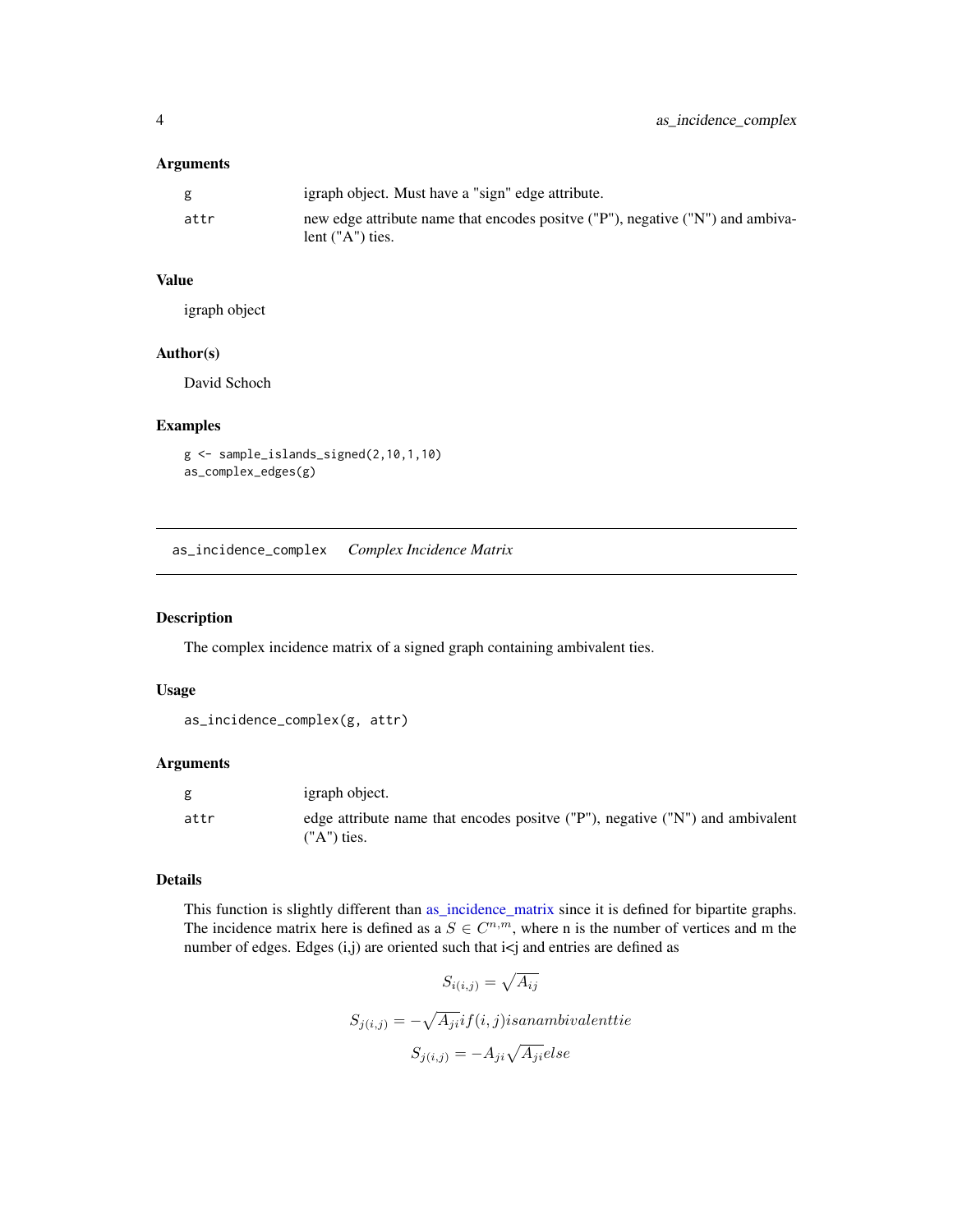### Arguments

| | |
|---|---|
| g | igraph object. Must have a "sign" edge attribute. |
| attr | new edge attribute name that encodes positve ("P"), negative ("N") and ambivalent ("A") ties. |

### Value

igraph object

### Author(s)

David Schoch

### Examples

```
g <- sample_islands_signed(2,10,1,10)
as_complex_edges(g)
```

---

## as_incidence_complex    *Complex Incidence Matrix*

---

### Description

The complex incidence matrix of a signed graph containing ambivalent ties.

### Usage

```
as_incidence_complex(g, attr)
```

### Arguments

| | |
|---|---|
| g | igraph object. |
| attr | edge attribute name that encodes positve ("P"), negative ("N") and ambivalent ("A") ties. |

### Details

This function is slightly different than as_incidence_matrix since it is defined for bipartite graphs. The incidence matrix here is defined as a $S \in C^{n,m}$, where n is the number of vertices and m the number of edges. Edges (i,j) are oriented such that i<j and entries are defined as

$$S_{i(i,j)} = \sqrt{A_{ij}}$$

$$S_{j(i,j)} = -\sqrt{A_{ji}} if (i,j) is an ambivalent tie$$

$$S_{j(i,j)} = -A_{ji}\sqrt{A_{ji}} else$$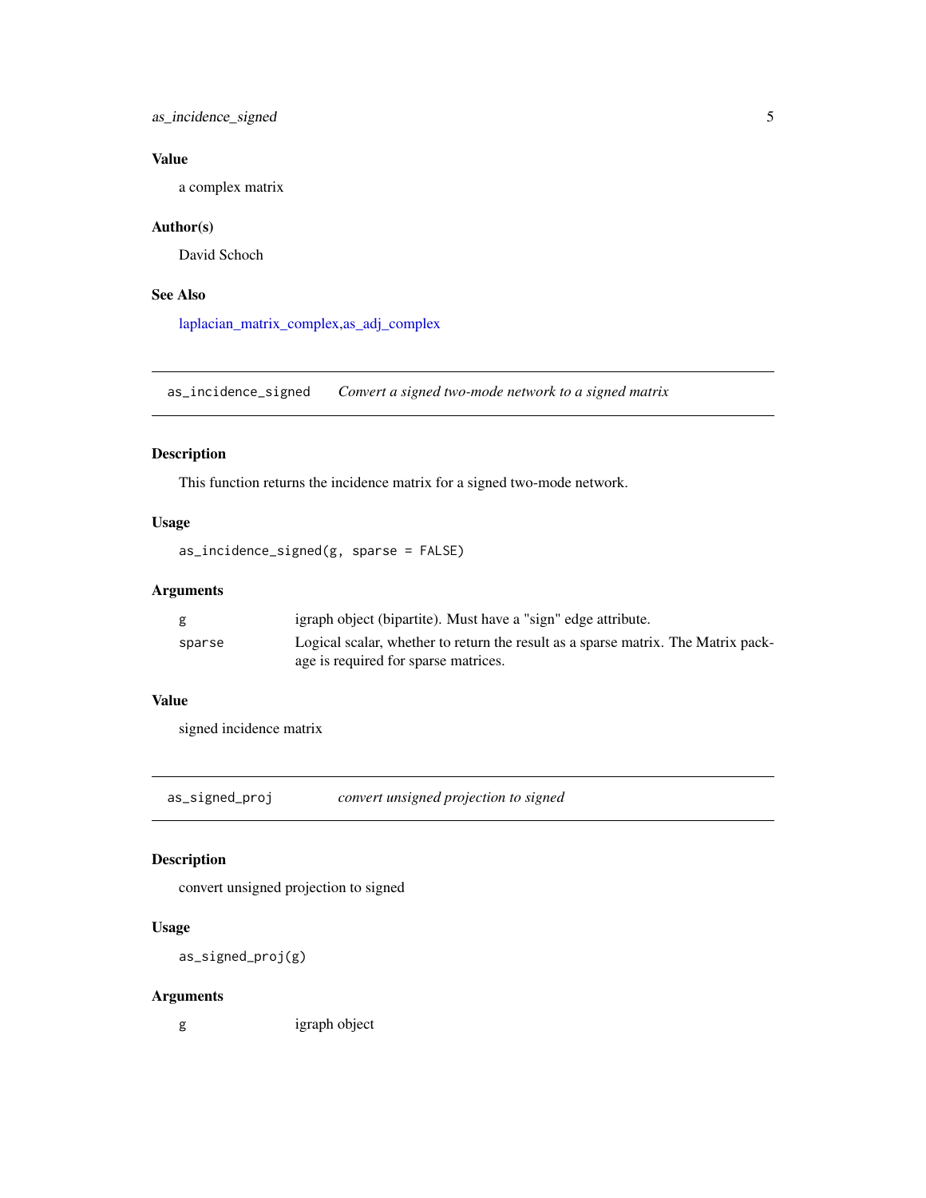### Value

a complex matrix

### Author(s)

David Schoch

### See Also

laplacian_matrix_complex,as_adj_complex

---

## as_incidence_signed — *Convert a signed two-mode network to a signed matrix*

### Description

This function returns the incidence matrix for a signed two-mode network.

### Usage

```
as_incidence_signed(g, sparse = FALSE)
```

### Arguments

| | |
|---|---|
| g | igraph object (bipartite). Must have a "sign" edge attribute. |
| sparse | Logical scalar, whether to return the result as a sparse matrix. The Matrix package is required for sparse matrices. |

### Value

signed incidence matrix

---

## as_signed_proj — *convert unsigned projection to signed*

### Description

convert unsigned projection to signed

### Usage

```
as_signed_proj(g)
```

### Arguments

| | |
|---|---|
| g | igraph object |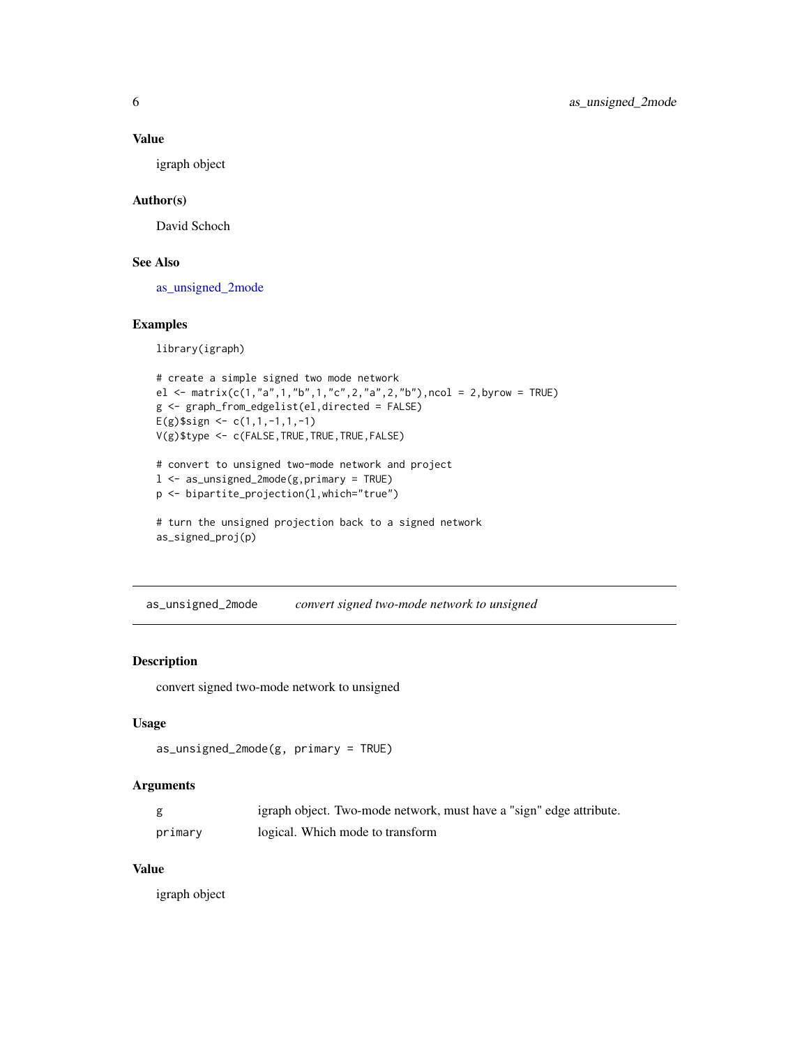### Value

igraph object

### Author(s)

David Schoch

### See Also

as_unsigned_2mode

### Examples

```
library(igraph)

# create a simple signed two mode network
el <- matrix(c(1,"a",1,"b",1,"c",2,"a",2,"b"),ncol = 2,byrow = TRUE)
g <- graph_from_edgelist(el,directed = FALSE)
E(g)$sign <- c(1,1,-1,1,-1)
V(g)$type <- c(FALSE,TRUE,TRUE,TRUE,FALSE)

# convert to unsigned two-mode network and project
l <- as_unsigned_2mode(g,primary = TRUE)
p <- bipartite_projection(l,which="true")

# turn the unsigned projection back to a signed network
as_signed_proj(p)
```

---

## as_unsigned_2mode    *convert signed two-mode network to unsigned*

### Description

convert signed two-mode network to unsigned

### Usage

```
as_unsigned_2mode(g, primary = TRUE)
```

### Arguments

| | |
|---|---|
| g | igraph object. Two-mode network, must have a "sign" edge attribute. |
| primary | logical. Which mode to transform |

### Value

igraph object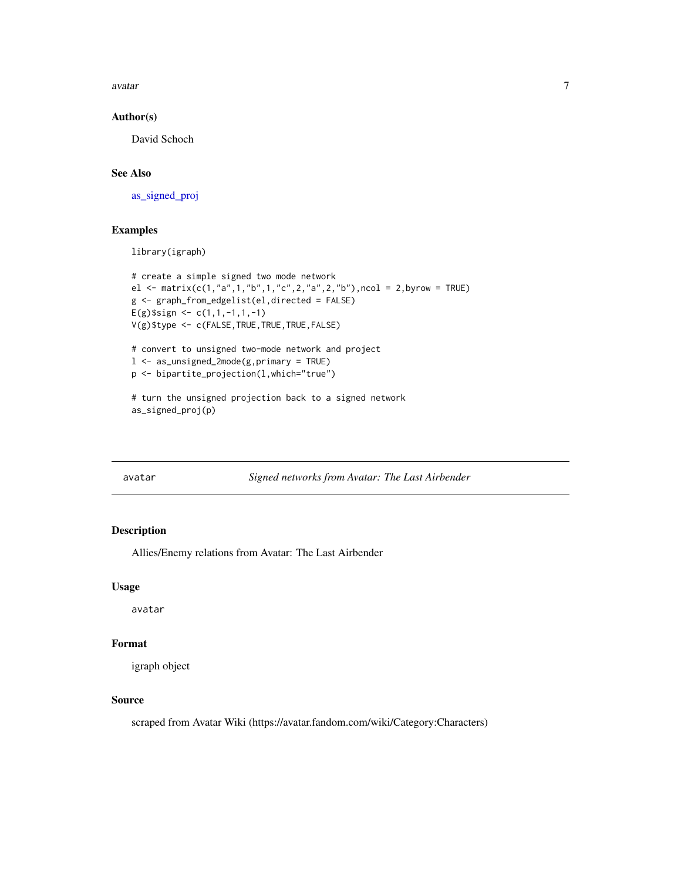### Author(s)

David Schoch

### See Also

as_signed_proj

### Examples

```
library(igraph)

# create a simple signed two mode network
el <- matrix(c(1,"a",1,"b",1,"c",2,"a",2,"b"),ncol = 2,byrow = TRUE)
g <- graph_from_edgelist(el,directed = FALSE)
E(g)$sign <- c(1,1,-1,1,-1)
V(g)$type <- c(FALSE,TRUE,TRUE,TRUE,FALSE)

# convert to unsigned two-mode network and project
l <- as_unsigned_2mode(g,primary = TRUE)
p <- bipartite_projection(l,which="true")

# turn the unsigned projection back to a signed network
as_signed_proj(p)
```

---

## avatar — *Signed networks from Avatar: The Last Airbender*

### Description

Allies/Enemy relations from Avatar: The Last Airbender

### Usage

```
avatar
```

### Format

igraph object

### Source

scraped from Avatar Wiki (https://avatar.fandom.com/wiki/Category:Characters)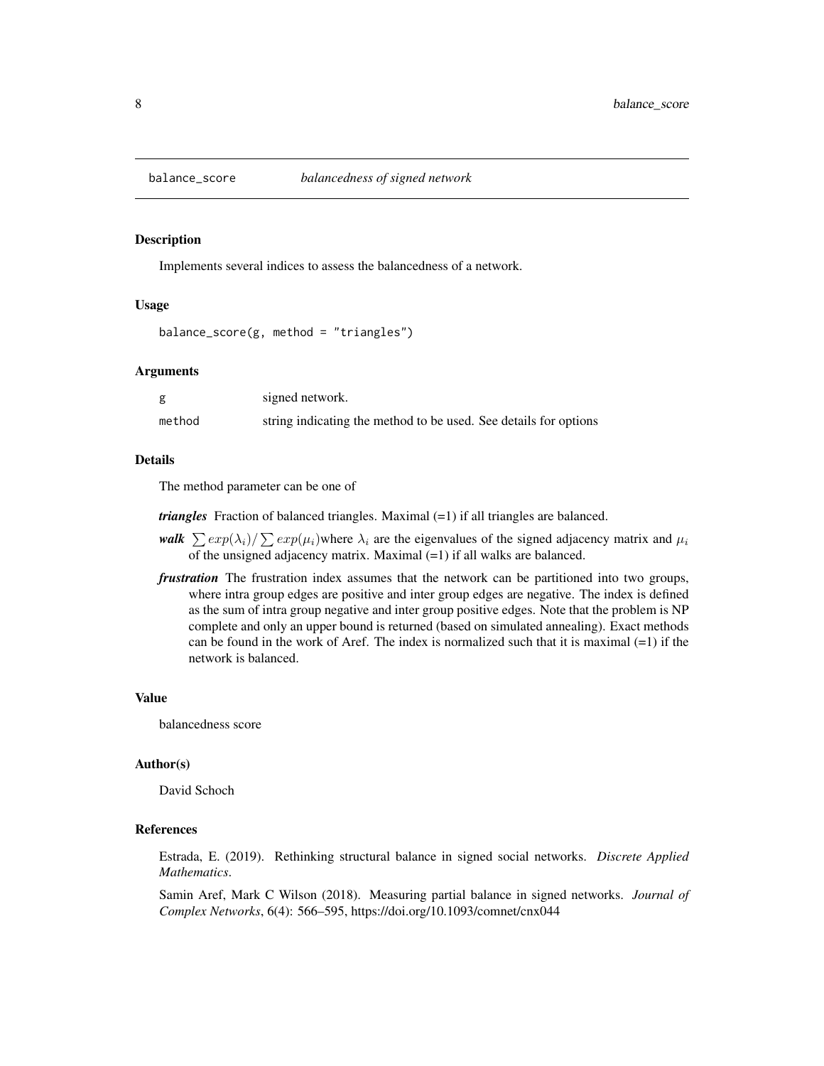# balance_score *balancedness of signed network*

## Description

Implements several indices to assess the balancedness of a network.

## Usage

```
balance_score(g, method = "triangles")
```

## Arguments

| | |
|---|---|
| g | signed network. |
| method | string indicating the method to be used. See details for options |

## Details

The method parameter can be one of

***triangles*** Fraction of balanced triangles. Maximal (=1) if all triangles are balanced.

***walk*** $\sum exp(\lambda_i)/\sum exp(\mu_i)$where $\lambda_i$ are the eigenvalues of the signed adjacency matrix and $\mu_i$ of the unsigned adjacency matrix. Maximal (=1) if all walks are balanced.

***frustration*** The frustration index assumes that the network can be partitioned into two groups, where intra group edges are positive and inter group edges are negative. The index is defined as the sum of intra group negative and inter group positive edges. Note that the problem is NP complete and only an upper bound is returned (based on simulated annealing). Exact methods can be found in the work of Aref. The index is normalized such that it is maximal (=1) if the network is balanced.

## Value

balancedness score

## Author(s)

David Schoch

## References

Estrada, E. (2019). Rethinking structural balance in signed social networks. *Discrete Applied Mathematics*.

Samin Aref, Mark C Wilson (2018). Measuring partial balance in signed networks. *Journal of Complex Networks*, 6(4): 566–595, https://doi.org/10.1093/comnet/cnx044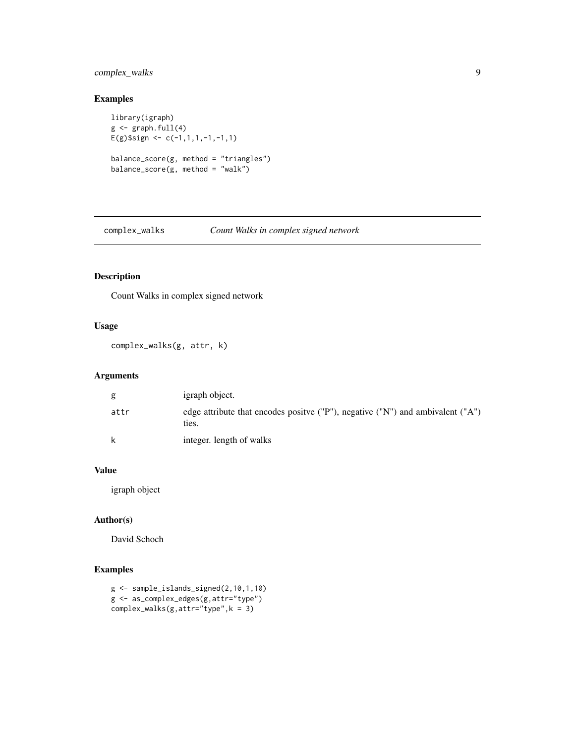## Examples

```
library(igraph)
g <- graph.full(4)
E(g)$sign <- c(-1,1,1,-1,-1,1)

balance_score(g, method = "triangles")
balance_score(g, method = "walk")
```

---

# complex_walks *Count Walks in complex signed network*

## Description

Count Walks in complex signed network

## Usage

```
complex_walks(g, attr, k)
```

## Arguments

| | |
|---|---|
| g | igraph object. |
| attr | edge attribute that encodes positve ("P"), negative ("N") and ambivalent ("A") ties. |
| k | integer. length of walks |

## Value

igraph object

## Author(s)

David Schoch

## Examples

```
g <- sample_islands_signed(2,10,1,10)
g <- as_complex_edges(g,attr="type")
complex_walks(g,attr="type",k = 3)
```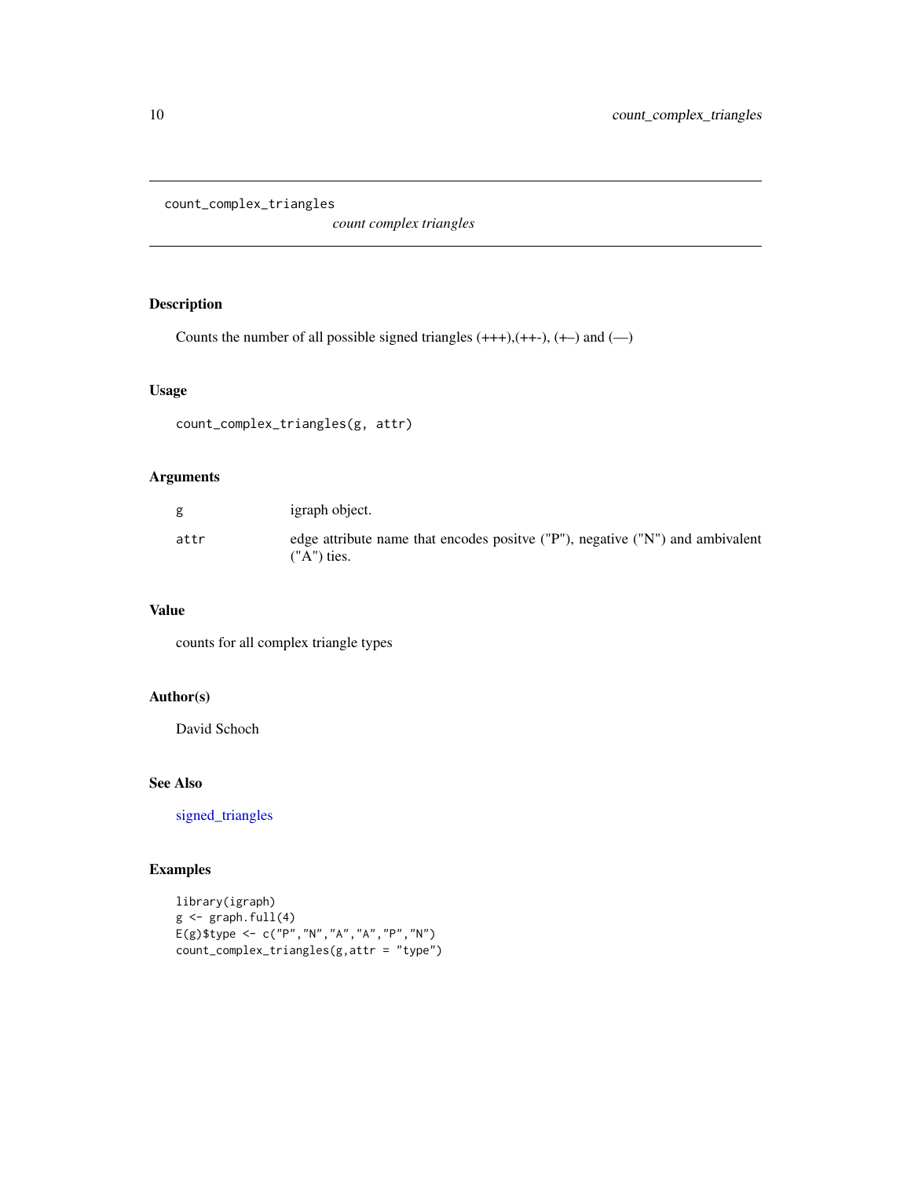# count_complex_triangles

*count complex triangles*

## Description

Counts the number of all possible signed triangles (+++),(++-), (+–) and (—)

## Usage

```
count_complex_triangles(g, attr)
```

## Arguments

| | |
|---|---|
| g | igraph object. |
| attr | edge attribute name that encodes positve ("P"), negative ("N") and ambivalent ("A") ties. |

## Value

counts for all complex triangle types

## Author(s)

David Schoch

## See Also

signed_triangles

## Examples

```
library(igraph)
g <- graph.full(4)
E(g)$type <- c("P","N","A","A","P","N")
count_complex_triangles(g,attr = "type")
```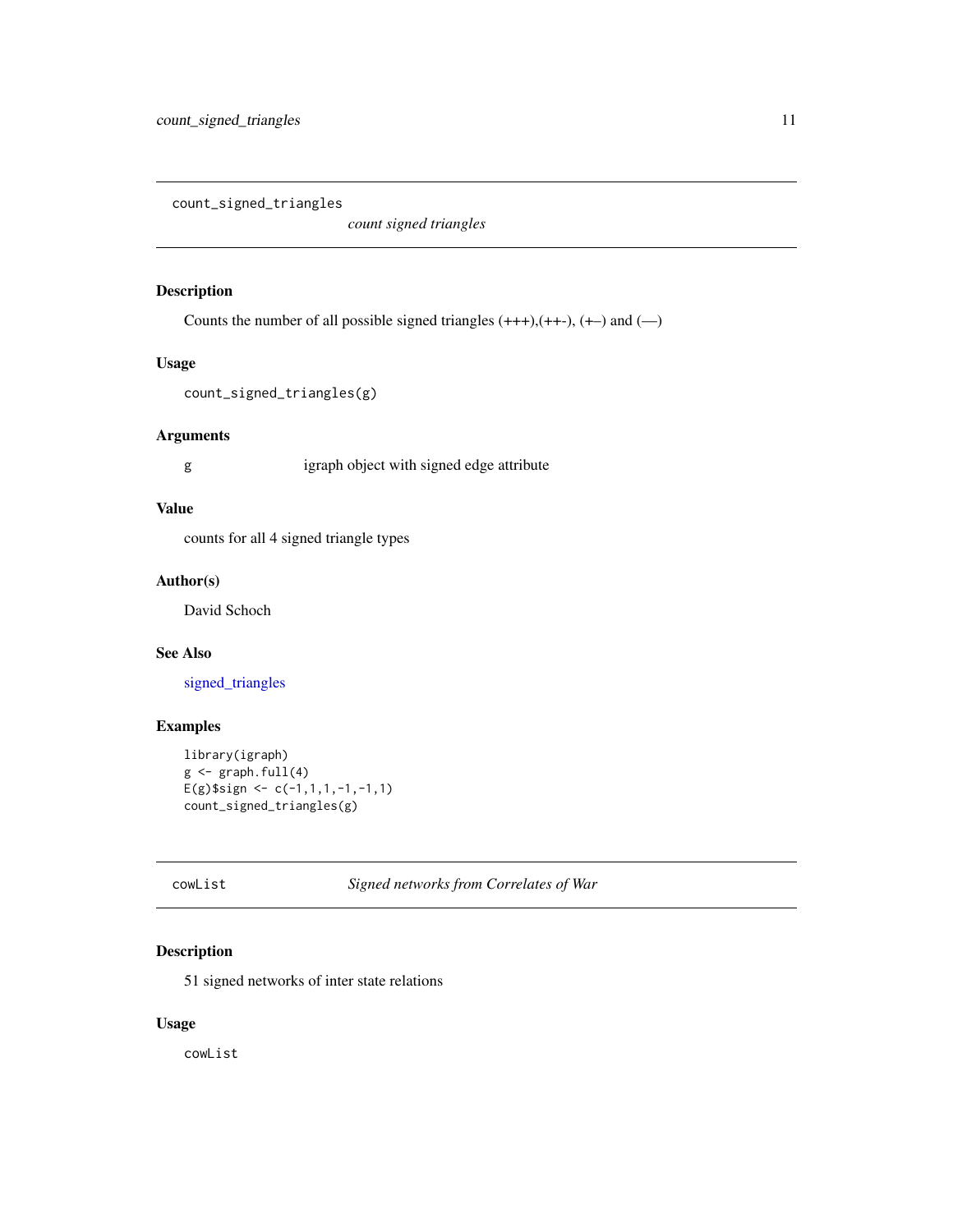## count_signed_triangles — *count signed triangles*

### Description

Counts the number of all possible signed triangles (+++),(++-), (+–) and (—)

### Usage

```
count_signed_triangles(g)
```

### Arguments

| | |
|---|---|
| g | igraph object with signed edge attribute |

### Value

counts for all 4 signed triangle types

### Author(s)

David Schoch

### See Also

signed_triangles

### Examples

```
library(igraph)
g <- graph.full(4)
E(g)$sign <- c(-1,1,1,-1,-1,1)
count_signed_triangles(g)
```

## cowList — *Signed networks from Correlates of War*

### Description

51 signed networks of inter state relations

### Usage

```
cowList
```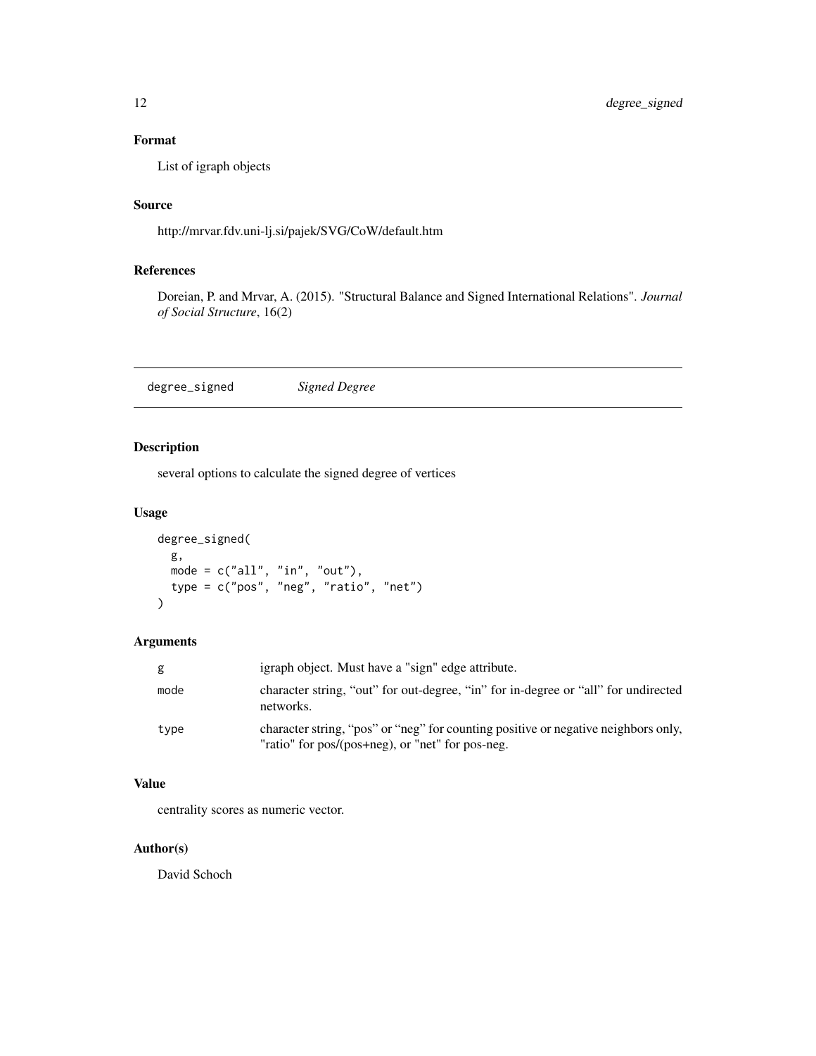### Format

List of igraph objects

### Source

http://mrvar.fdv.uni-lj.si/pajek/SVG/CoW/default.htm

### References

Doreian, P. and Mrvar, A. (2015). "Structural Balance and Signed International Relations". *Journal of Social Structure*, 16(2)

---

## degree_signed    *Signed Degree*

---

### Description

several options to calculate the signed degree of vertices

### Usage

```
degree_signed(
  g,
  mode = c("all", "in", "out"),
  type = c("pos", "neg", "ratio", "net")
)
```

### Arguments

| | |
|---|---|
| g | igraph object. Must have a "sign" edge attribute. |
| mode | character string, "out" for out-degree, "in" for in-degree or "all" for undirected networks. |
| type | character string, "pos" or "neg" for counting positive or negative neighbors only, "ratio" for pos/(pos+neg), or "net" for pos-neg. |

### Value

centrality scores as numeric vector.

### Author(s)

David Schoch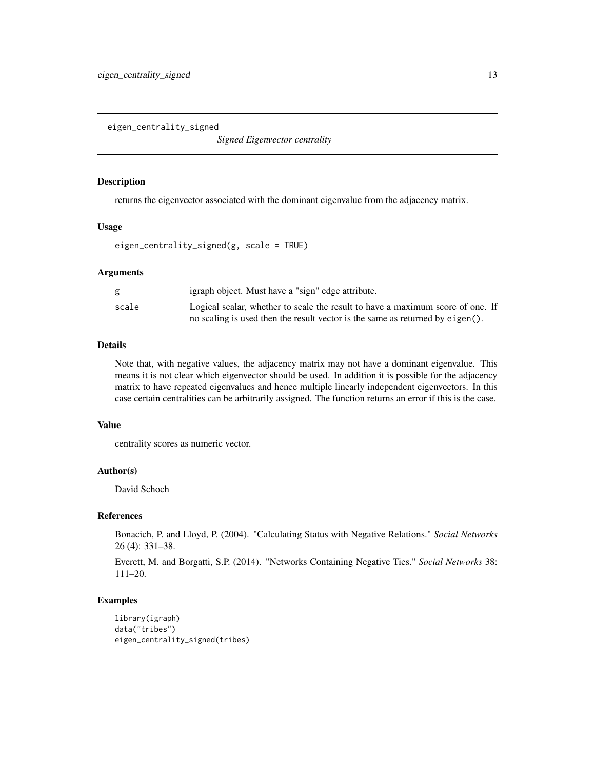eigen_centrality_signed

*Signed Eigenvector centrality*

### Description

returns the eigenvector associated with the dominant eigenvalue from the adjacency matrix.

### Usage

```
eigen_centrality_signed(g, scale = TRUE)
```

### Arguments

| | |
|---|---|
| g | igraph object. Must have a "sign" edge attribute. |
| scale | Logical scalar, whether to scale the result to have a maximum score of one. If no scaling is used then the result vector is the same as returned by `eigen()`. |

### Details

Note that, with negative values, the adjacency matrix may not have a dominant eigenvalue. This means it is not clear which eigenvector should be used. In addition it is possible for the adjacency matrix to have repeated eigenvalues and hence multiple linearly independent eigenvectors. In this case certain centralities can be arbitrarily assigned. The function returns an error if this is the case.

### Value

centrality scores as numeric vector.

### Author(s)

David Schoch

### References

Bonacich, P. and Lloyd, P. (2004). "Calculating Status with Negative Relations." *Social Networks* 26 (4): 331–38.

Everett, M. and Borgatti, S.P. (2014). "Networks Containing Negative Ties." *Social Networks* 38: 111–20.

### Examples

```
library(igraph)
data("tribes")
eigen_centrality_signed(tribes)
```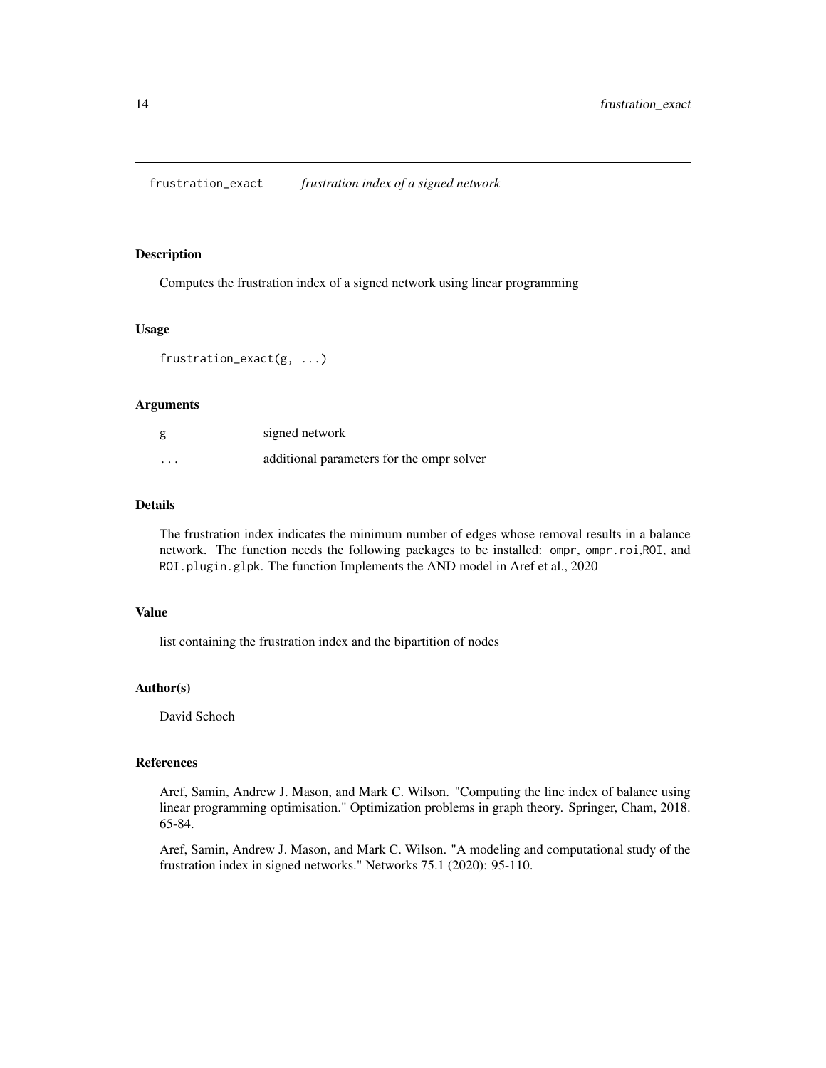## frustration_exact *frustration index of a signed network*

### Description

Computes the frustration index of a signed network using linear programming

### Usage

```
frustration_exact(g, ...)
```

### Arguments

| | |
|---|---|
| g | signed network |
| ... | additional parameters for the ompr solver |

### Details

The frustration index indicates the minimum number of edges whose removal results in a balance network. The function needs the following packages to be installed: `ompr`, `ompr.roi`,`ROI`, and `ROI.plugin.glpk`. The function Implements the AND model in Aref et al., 2020

### Value

list containing the frustration index and the bipartition of nodes

### Author(s)

David Schoch

### References

Aref, Samin, Andrew J. Mason, and Mark C. Wilson. "Computing the line index of balance using linear programming optimisation." Optimization problems in graph theory. Springer, Cham, 2018. 65-84.

Aref, Samin, Andrew J. Mason, and Mark C. Wilson. "A modeling and computational study of the frustration index in signed networks." Networks 75.1 (2020): 95-110.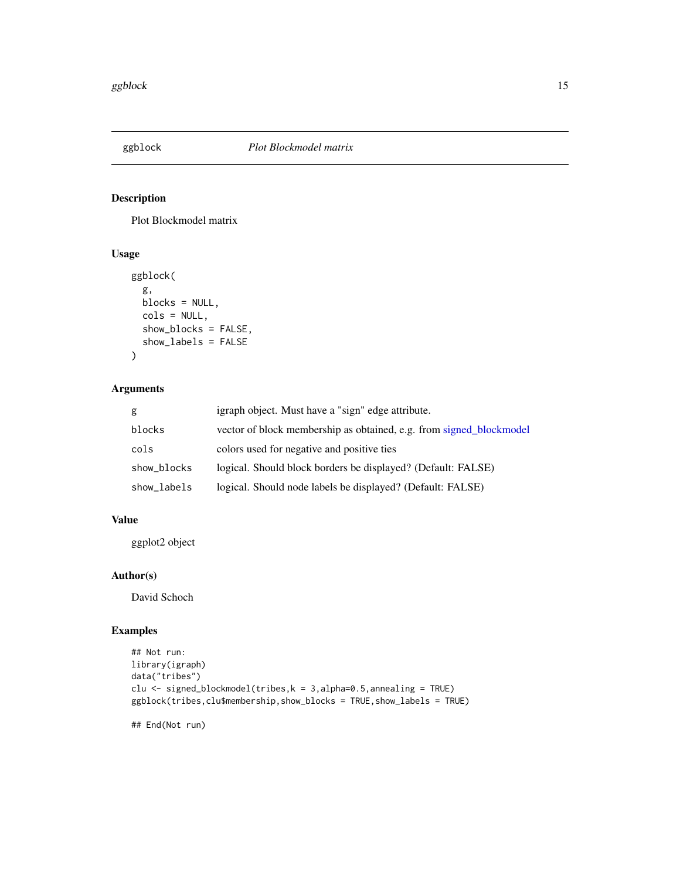# ggblock *Plot Blockmodel matrix*

## Description

Plot Blockmodel matrix

## Usage

```
ggblock(
  g,
  blocks = NULL,
  cols = NULL,
  show_blocks = FALSE,
  show_labels = FALSE
)
```

## Arguments

| | |
|---|---|
| g | igraph object. Must have a "sign" edge attribute. |
| blocks | vector of block membership as obtained, e.g. from signed_blockmodel |
| cols | colors used for negative and positive ties |
| show_blocks | logical. Should block borders be displayed? (Default: FALSE) |
| show_labels | logical. Should node labels be displayed? (Default: FALSE) |

## Value

ggplot2 object

## Author(s)

David Schoch

## Examples

```
## Not run:
library(igraph)
data("tribes")
clu <- signed_blockmodel(tribes,k = 3,alpha=0.5,annealing = TRUE)
ggblock(tribes,clu$membership,show_blocks = TRUE,show_labels = TRUE)

## End(Not run)
```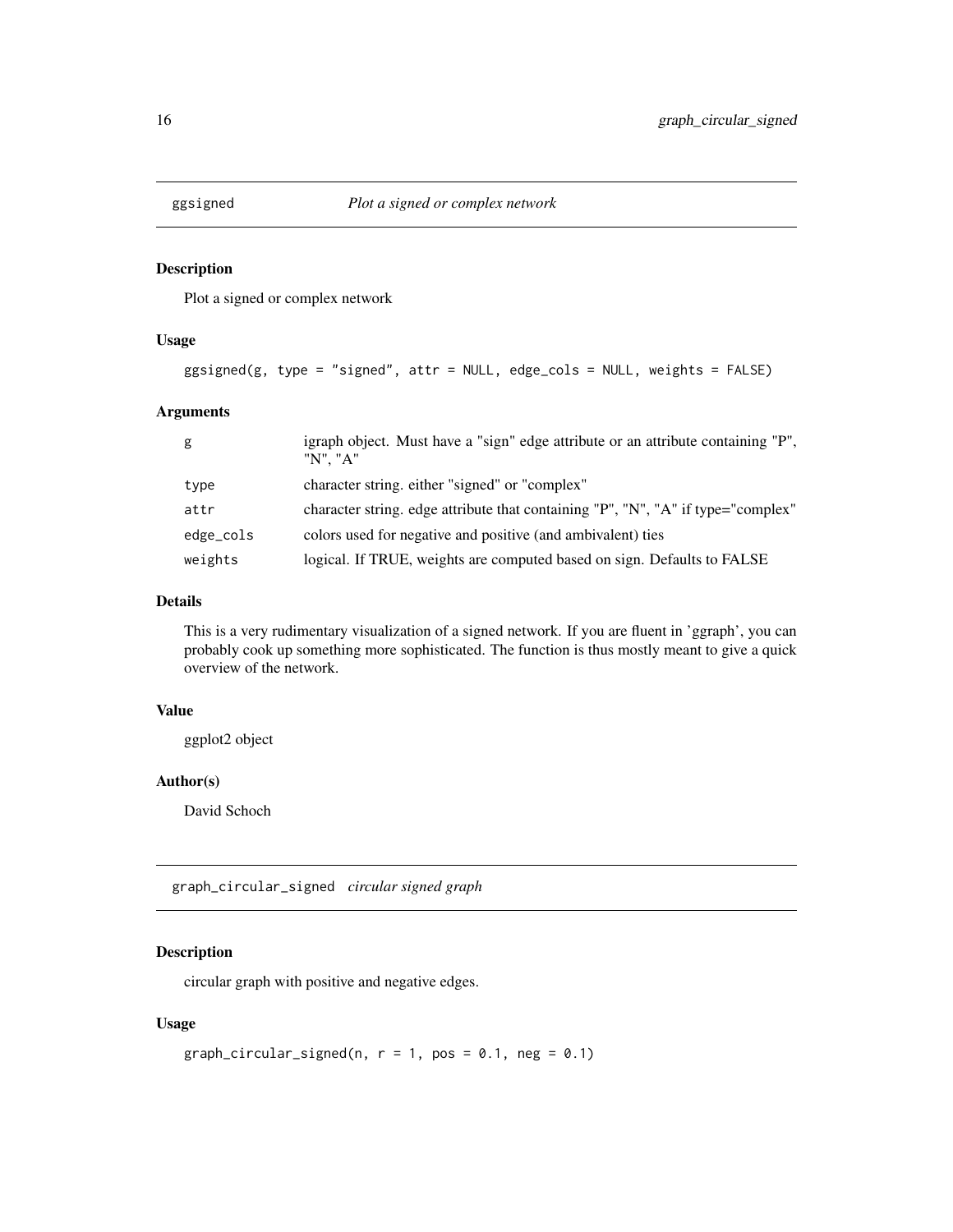## ggsigned — *Plot a signed or complex network*

### Description

Plot a signed or complex network

### Usage

```
ggsigned(g, type = "signed", attr = NULL, edge_cols = NULL, weights = FALSE)
```

### Arguments

| | |
|---|---|
| `g` | igraph object. Must have a "sign" edge attribute or an attribute containing "P", "N", "A" |
| `type` | character string. either "signed" or "complex" |
| `attr` | character string. edge attribute that containing "P", "N", "A" if type="complex" |
| `edge_cols` | colors used for negative and positive (and ambivalent) ties |
| `weights` | logical. If TRUE, weights are computed based on sign. Defaults to FALSE |

### Details

This is a very rudimentary visualization of a signed network. If you are fluent in 'ggraph', you can probably cook up something more sophisticated. The function is thus mostly meant to give a quick overview of the network.

### Value

ggplot2 object

### Author(s)

David Schoch

## graph_circular_signed — *circular signed graph*

### Description

circular graph with positive and negative edges.

### Usage

```
graph_circular_signed(n, r = 1, pos = 0.1, neg = 0.1)
```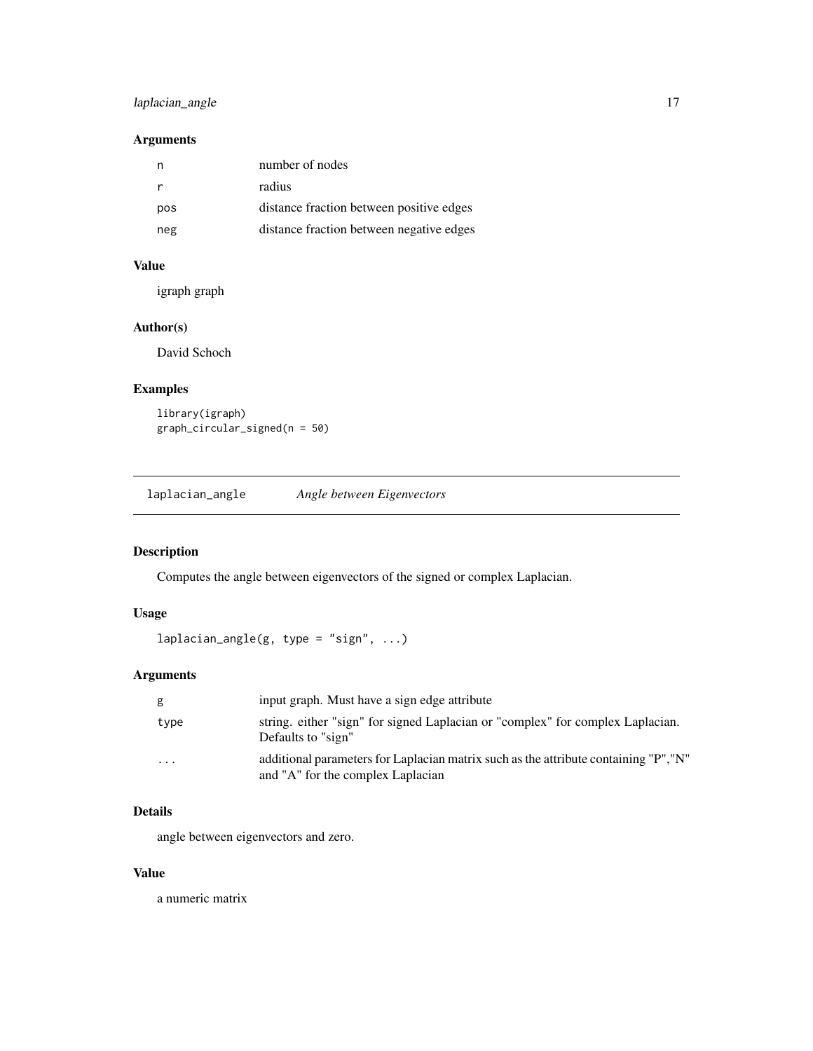## Arguments

| | |
|---|---|
| n | number of nodes |
| r | radius |
| pos | distance fraction between positive edges |
| neg | distance fraction between negative edges |

## Value

igraph graph

## Author(s)

David Schoch

## Examples

```
library(igraph)
graph_circular_signed(n = 50)
```

---

# laplacian_angle    *Angle between Eigenvectors*

## Description

Computes the angle between eigenvectors of the signed or complex Laplacian.

## Usage

```
laplacian_angle(g, type = "sign", ...)
```

## Arguments

| | |
|---|---|
| g | input graph. Must have a sign edge attribute |
| type | string. either "sign" for signed Laplacian or "complex" for complex Laplacian. Defaults to "sign" |
| ... | additional parameters for Laplacian matrix such as the attribute containing "P","N" and "A" for the complex Laplacian |

## Details

angle between eigenvectors and zero.

## Value

a numeric matrix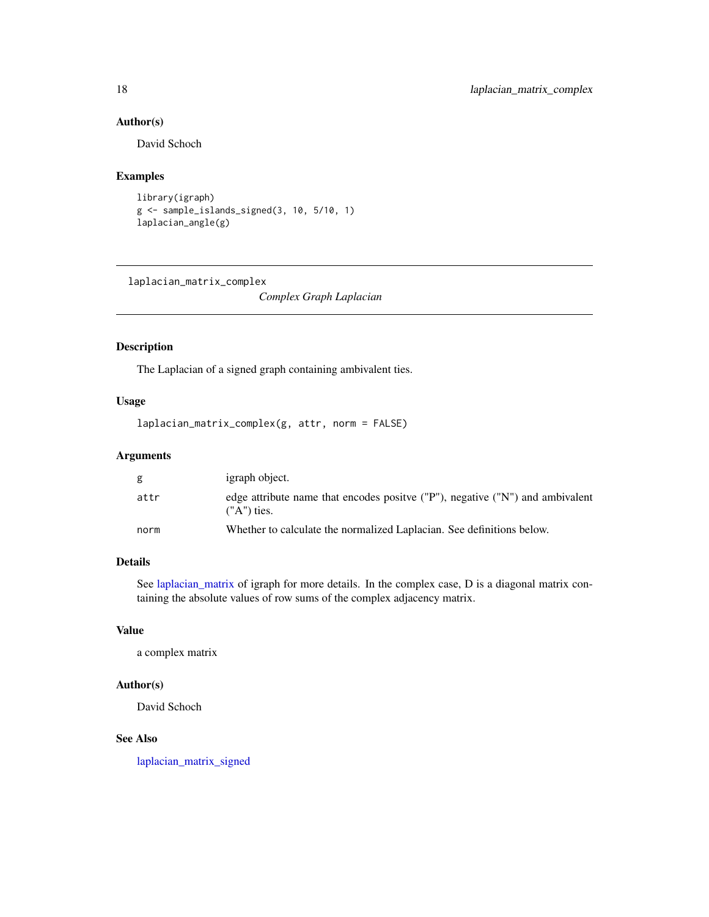### Author(s)

David Schoch

### Examples

```
library(igraph)
g <- sample_islands_signed(3, 10, 5/10, 1)
laplacian_angle(g)
```

---

## laplacian_matrix_complex

*Complex Graph Laplacian*

---

### Description

The Laplacian of a signed graph containing ambivalent ties.

### Usage

```
laplacian_matrix_complex(g, attr, norm = FALSE)
```

### Arguments

| | |
|---|---|
| `g` | igraph object. |
| `attr` | edge attribute name that encodes positve ("P"), negative ("N") and ambivalent ("A") ties. |
| `norm` | Whether to calculate the normalized Laplacian. See definitions below. |

### Details

See laplacian_matrix of igraph for more details. In the complex case, D is a diagonal matrix containing the absolute values of row sums of the complex adjacency matrix.

### Value

a complex matrix

### Author(s)

David Schoch

### See Also

laplacian_matrix_signed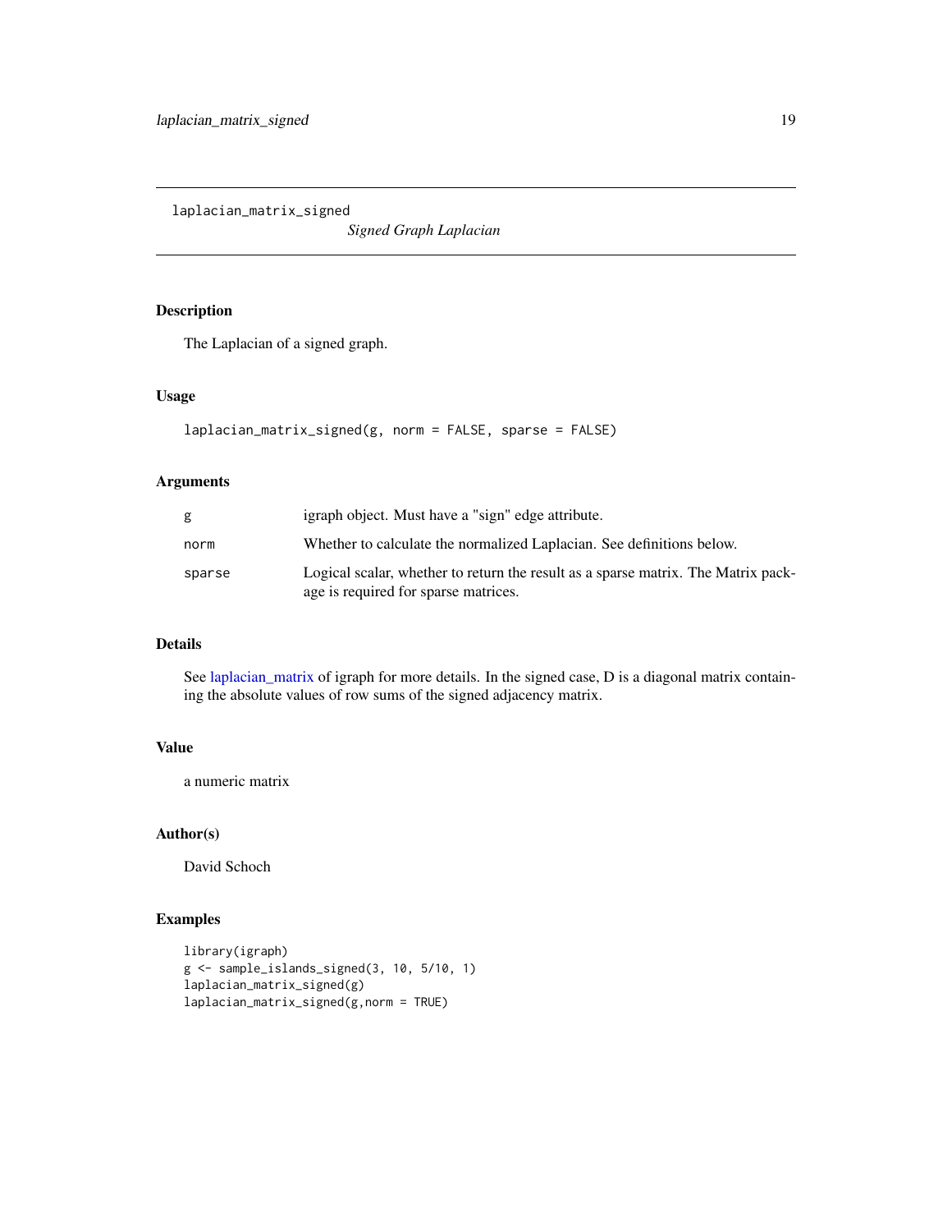laplacian_matrix_signed

*Signed Graph Laplacian*

## Description

The Laplacian of a signed graph.

## Usage

```
laplacian_matrix_signed(g, norm = FALSE, sparse = FALSE)
```

## Arguments

| | |
|---|---|
| g | igraph object. Must have a "sign" edge attribute. |
| norm | Whether to calculate the normalized Laplacian. See definitions below. |
| sparse | Logical scalar, whether to return the result as a sparse matrix. The Matrix package is required for sparse matrices. |

## Details

See laplacian_matrix of igraph for more details. In the signed case, D is a diagonal matrix containing the absolute values of row sums of the signed adjacency matrix.

## Value

a numeric matrix

## Author(s)

David Schoch

## Examples

```
library(igraph)
g <- sample_islands_signed(3, 10, 5/10, 1)
laplacian_matrix_signed(g)
laplacian_matrix_signed(g,norm = TRUE)
```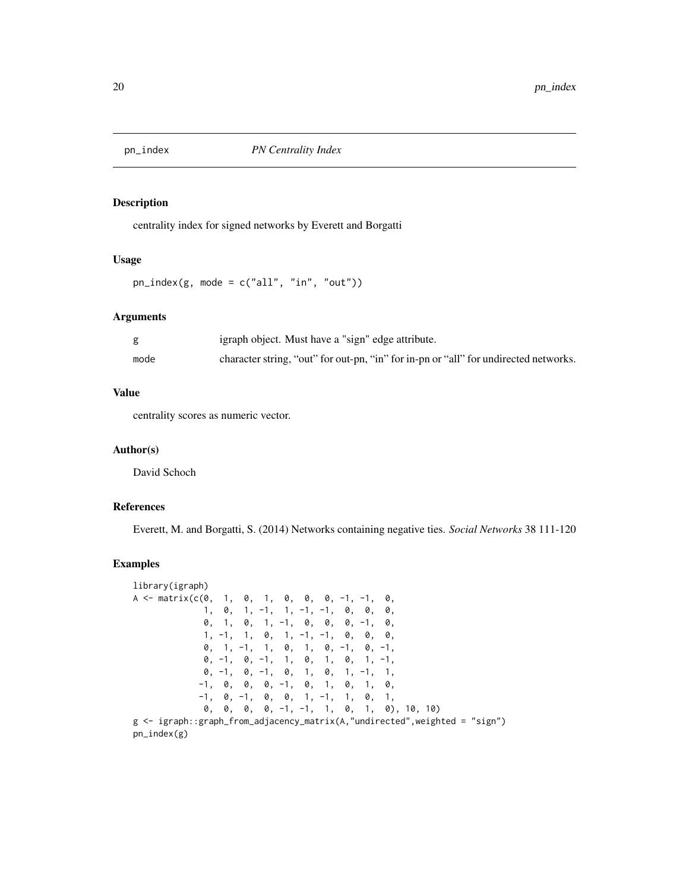pn_index *PN Centrality Index*

## Description

centrality index for signed networks by Everett and Borgatti

## Usage

```
pn_index(g, mode = c("all", "in", "out"))
```

## Arguments

| | |
|---|---|
| g | igraph object. Must have a "sign" edge attribute. |
| mode | character string, "out" for out-pn, "in" for in-pn or "all" for undirected networks. |

## Value

centrality scores as numeric vector.

## Author(s)

David Schoch

## References

Everett, M. and Borgatti, S. (2014) Networks containing negative ties. *Social Networks* 38 111-120

## Examples

```
library(igraph)
A <- matrix(c(0,  1,  0,  1,  0,  0,  0, -1, -1,  0,
              1,  0,  1, -1,  1, -1, -1,  0,  0,  0,
              0,  1,  0,  1, -1,  0,  0,  0, -1,  0,
              1, -1,  1,  0,  1, -1, -1,  0,  0,  0,
              0,  1, -1,  1,  0,  1,  0, -1,  0, -1,
              0, -1,  0, -1,  1,  0,  1,  0,  1, -1,
              0, -1,  0, -1,  0,  1,  0,  1, -1,  1,
             -1,  0,  0,  0, -1,  0,  1,  0,  1,  0,
             -1,  0, -1,  0,  0,  1, -1,  1,  0,  1,
              0,  0,  0,  0, -1, -1,  1,  0,  1,  0), 10, 10)
g <- igraph::graph_from_adjacency_matrix(A,"undirected",weighted = "sign")
pn_index(g)
```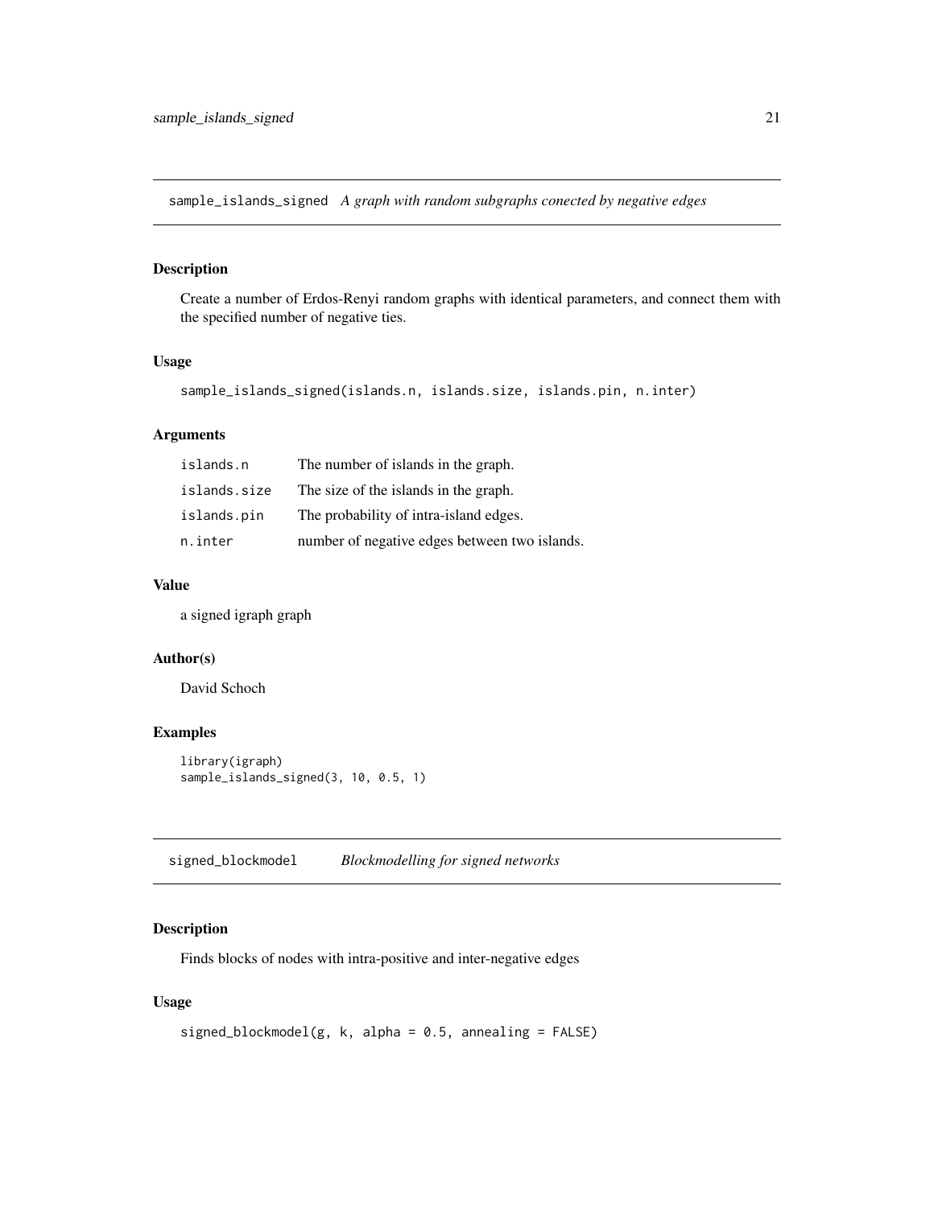## sample_islands_signed *A graph with random subgraphs conected by negative edges*

### Description

Create a number of Erdos-Renyi random graphs with identical parameters, and connect them with the specified number of negative ties.

### Usage

```
sample_islands_signed(islands.n, islands.size, islands.pin, n.inter)
```

### Arguments

| | |
|---|---|
| islands.n | The number of islands in the graph. |
| islands.size | The size of the islands in the graph. |
| islands.pin | The probability of intra-island edges. |
| n.inter | number of negative edges between two islands. |

### Value

a signed igraph graph

### Author(s)

David Schoch

### Examples

```
library(igraph)
sample_islands_signed(3, 10, 0.5, 1)
```

## signed_blockmodel *Blockmodelling for signed networks*

### Description

Finds blocks of nodes with intra-positive and inter-negative edges

### Usage

```
signed_blockmodel(g, k, alpha = 0.5, annealing = FALSE)
```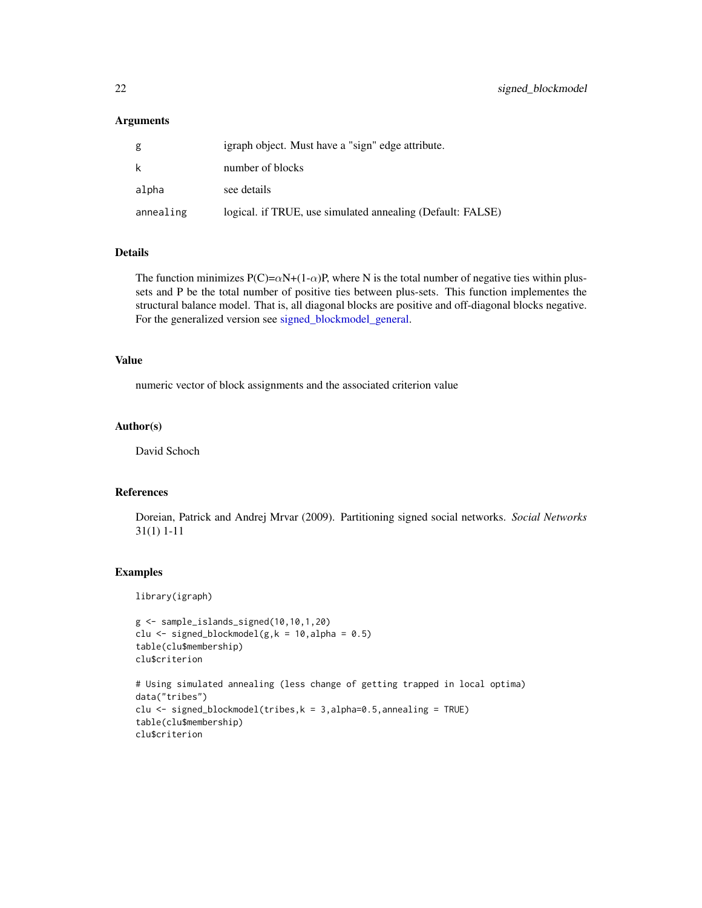### Arguments

| | |
|---|---|
| g | igraph object. Must have a "sign" edge attribute. |
| k | number of blocks |
| alpha | see details |
| annealing | logical. if TRUE, use simulated annealing (Default: FALSE) |

### Details

The function minimizes $P(C)=\alpha N+(1-\alpha)P$, where N is the total number of negative ties within plus-sets and P be the total number of positive ties between plus-sets. This function implementes the structural balance model. That is, all diagonal blocks are positive and off-diagonal blocks negative. For the generalized version see signed_blockmodel_general.

### Value

numeric vector of block assignments and the associated criterion value

### Author(s)

David Schoch

### References

Doreian, Patrick and Andrej Mrvar (2009). Partitioning signed social networks. *Social Networks* 31(1) 1-11

### Examples

```
library(igraph)

g <- sample_islands_signed(10,10,1,20)
clu <- signed_blockmodel(g,k = 10,alpha = 0.5)
table(clu$membership)
clu$criterion

# Using simulated annealing (less change of getting trapped in local optima)
data("tribes")
clu <- signed_blockmodel(tribes,k = 3,alpha=0.5,annealing = TRUE)
table(clu$membership)
clu$criterion
```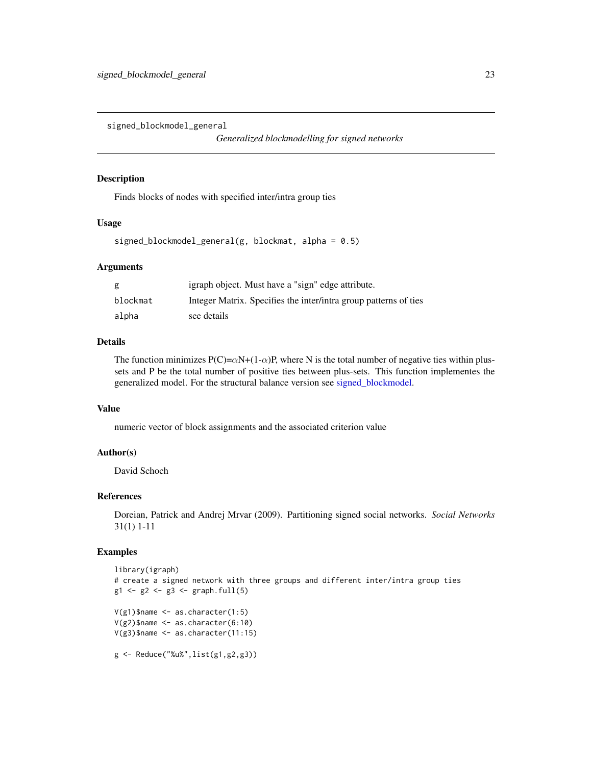signed_blockmodel_general

*Generalized blockmodelling for signed networks*

## Description

Finds blocks of nodes with specified inter/intra group ties

## Usage

```
signed_blockmodel_general(g, blockmat, alpha = 0.5)
```

## Arguments

| | |
|---|---|
| g | igraph object. Must have a "sign" edge attribute. |
| blockmat | Integer Matrix. Specifies the inter/intra group patterns of ties |
| alpha | see details |

## Details

The function minimizes $P(C)=\alpha N+(1-\alpha)P$, where N is the total number of negative ties within plus-sets and P be the total number of positive ties between plus-sets. This function implementes the generalized model. For the structural balance version see signed_blockmodel.

## Value

numeric vector of block assignments and the associated criterion value

## Author(s)

David Schoch

## References

Doreian, Patrick and Andrej Mrvar (2009). Partitioning signed social networks. *Social Networks* 31(1) 1-11

## Examples

```
library(igraph)
# create a signed network with three groups and different inter/intra group ties
g1 <- g2 <- g3 <- graph.full(5)

V(g1)$name <- as.character(1:5)
V(g2)$name <- as.character(6:10)
V(g3)$name <- as.character(11:15)

g <- Reduce("%u%",list(g1,g2,g3))
```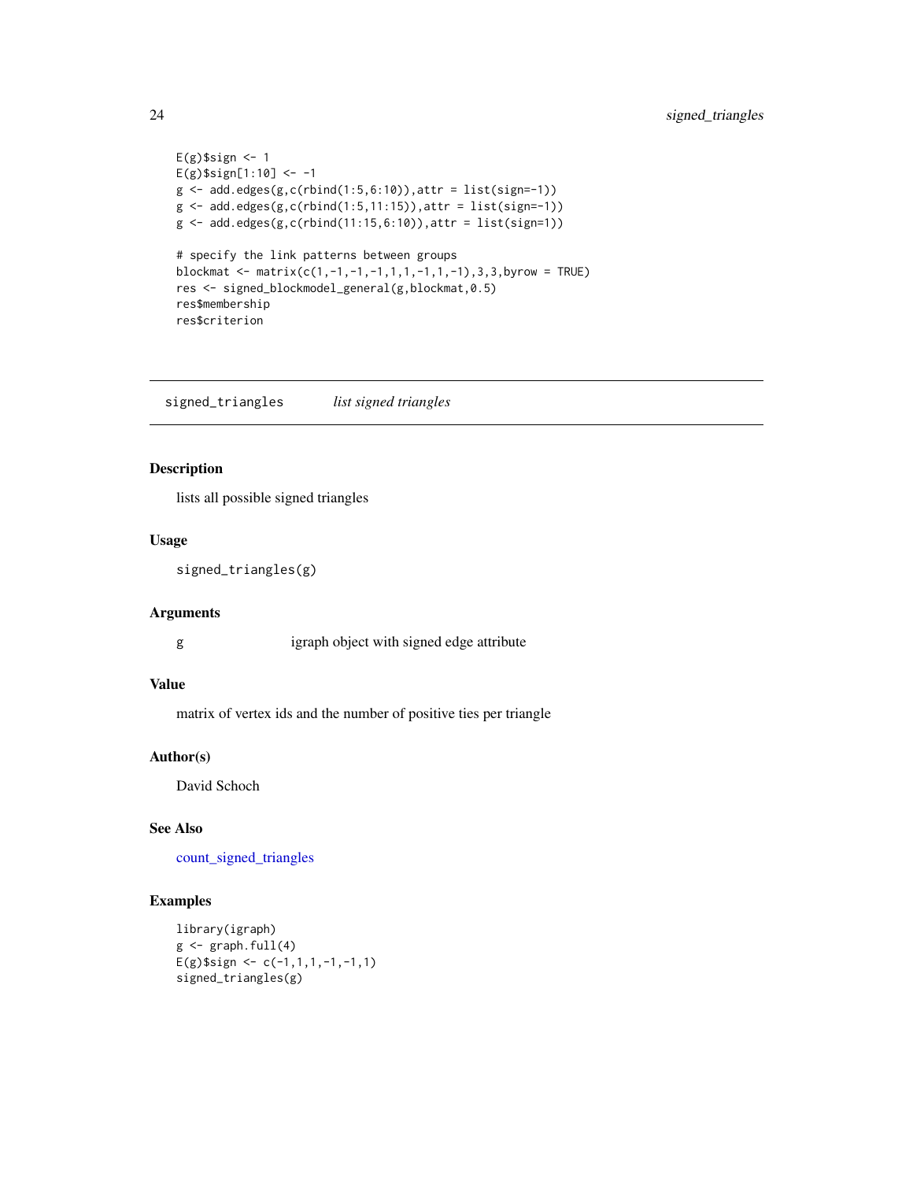```
E(g)$sign <- 1
E(g)$sign[1:10] <- -1
g <- add.edges(g,c(rbind(1:5,6:10)),attr = list(sign=-1))
g <- add.edges(g,c(rbind(1:5,11:15)),attr = list(sign=-1))
g <- add.edges(g,c(rbind(11:15,6:10)),attr = list(sign=1))

# specify the link patterns between groups
blockmat <- matrix(c(1,-1,-1,-1,1,1,-1,1,-1),3,3,byrow = TRUE)
res <- signed_blockmodel_general(g,blockmat,0.5)
res$membership
res$criterion
```

---

## signed_triangles *list signed triangles*

---

### Description

lists all possible signed triangles

### Usage

```
signed_triangles(g)
```

### Arguments

| | |
|---|---|
| g | igraph object with signed edge attribute |

### Value

matrix of vertex ids and the number of positive ties per triangle

### Author(s)

David Schoch

### See Also

count_signed_triangles

### Examples

```
library(igraph)
g <- graph.full(4)
E(g)$sign <- c(-1,1,1,-1,-1,1)
signed_triangles(g)
```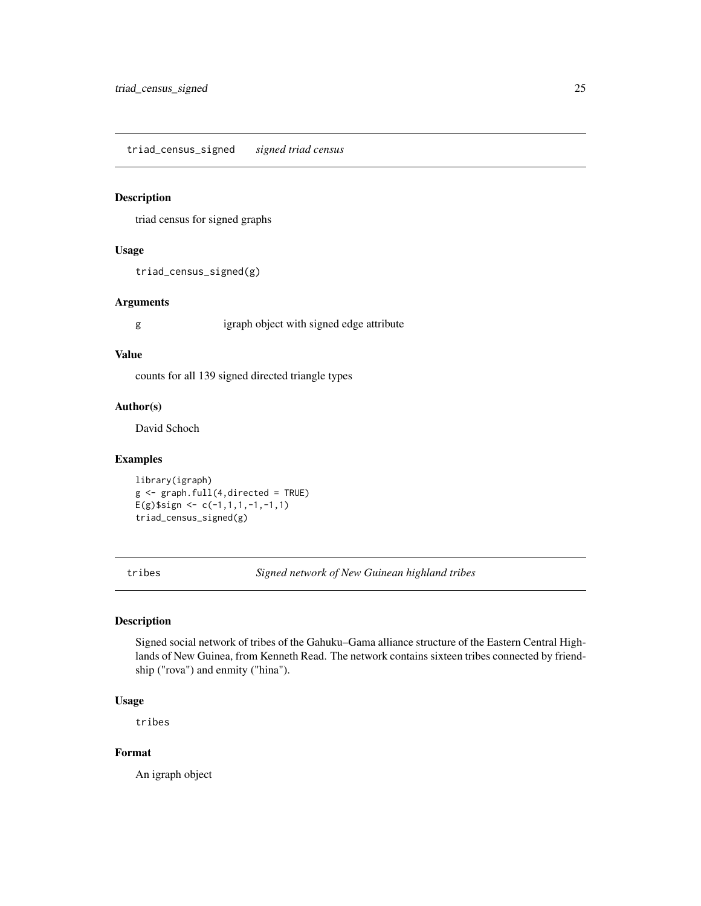## triad_census_signed *signed triad census*

### Description

triad census for signed graphs

### Usage

```
triad_census_signed(g)
```

### Arguments

| | |
|---|---|
| g | igraph object with signed edge attribute |

### Value

counts for all 139 signed directed triangle types

### Author(s)

David Schoch

### Examples

```
library(igraph)
g <- graph.full(4,directed = TRUE)
E(g)$sign <- c(-1,1,1,-1,-1,1)
triad_census_signed(g)
```

## tribes *Signed network of New Guinean highland tribes*

### Description

Signed social network of tribes of the Gahuku–Gama alliance structure of the Eastern Central Highlands of New Guinea, from Kenneth Read. The network contains sixteen tribes connected by friendship ("rova") and enmity ("hina").

### Usage

```
tribes
```

### Format

An igraph object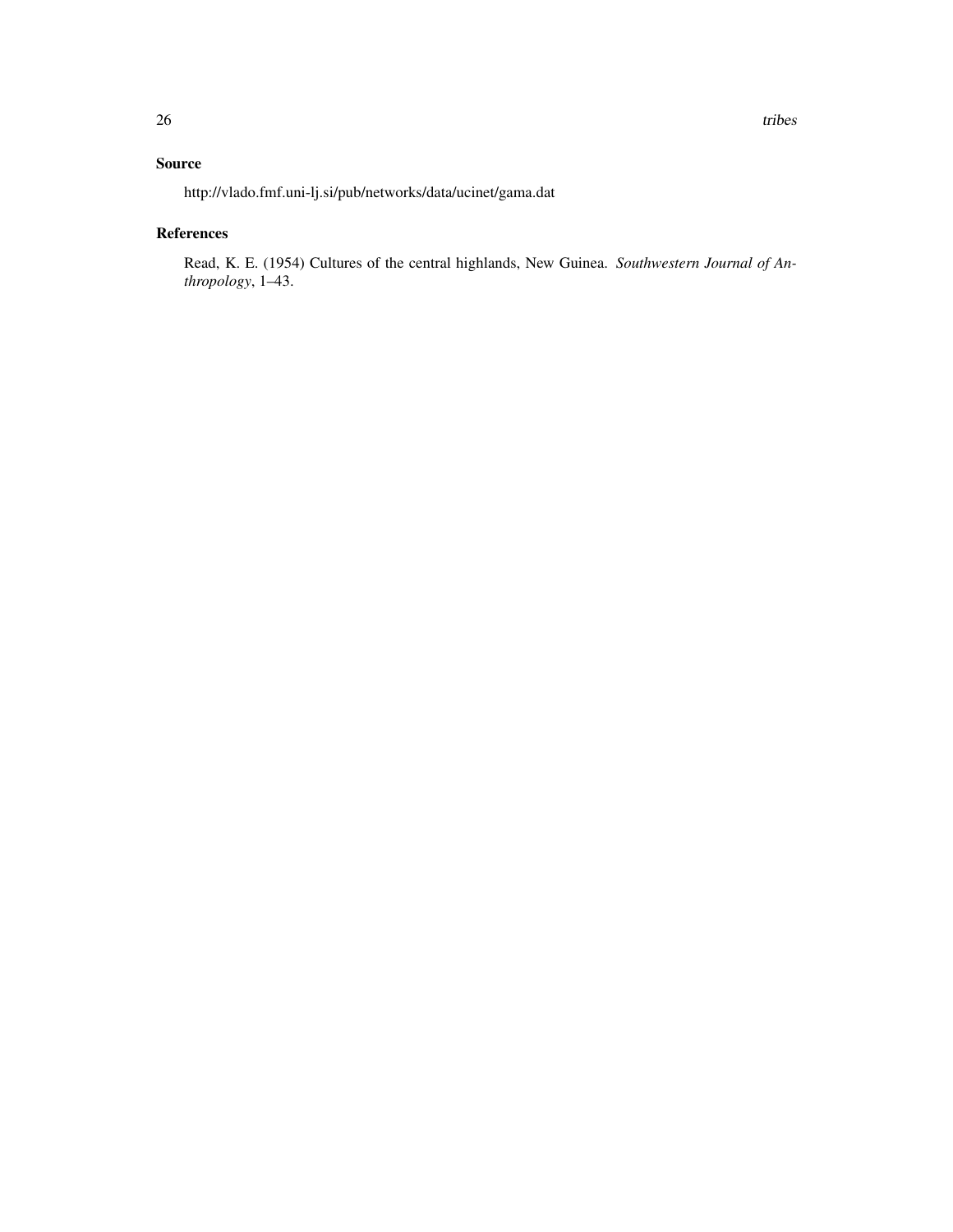## Source

http://vlado.fmf.uni-lj.si/pub/networks/data/ucinet/gama.dat

## References

Read, K. E. (1954) Cultures of the central highlands, New Guinea. *Southwestern Journal of Anthropology*, 1–43.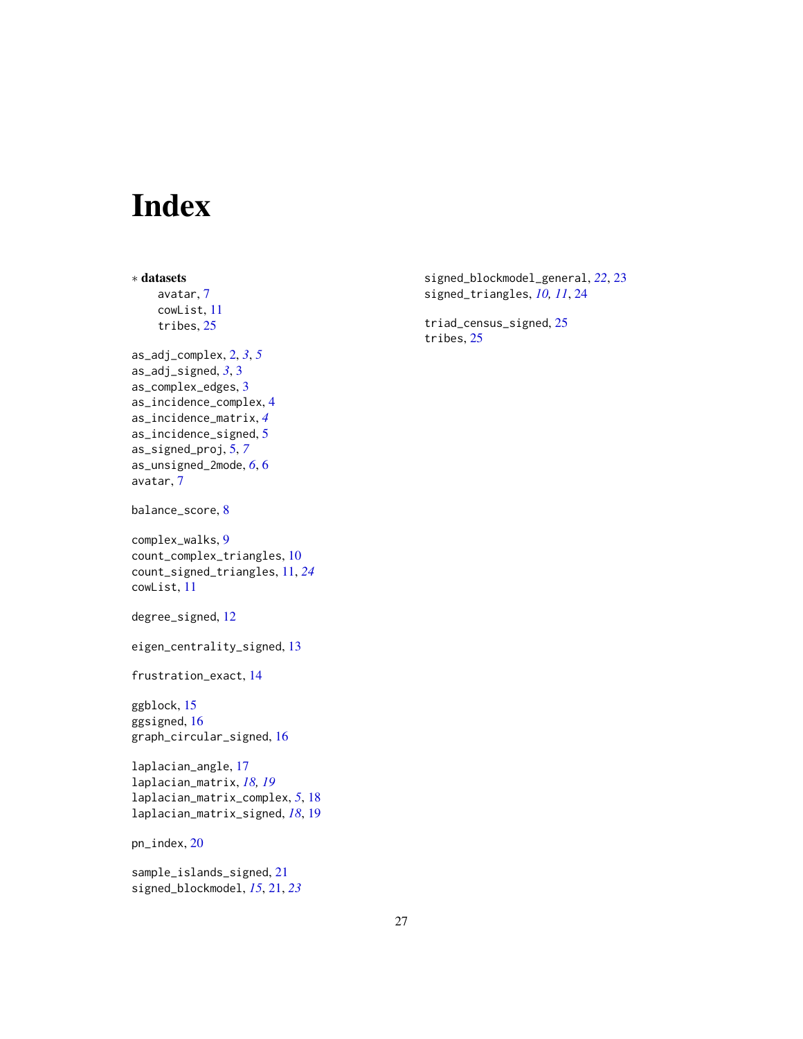# Index

∗ **datasets**
avatar, 7
cowList, 11
tribes, 25

as_adj_complex, 2, *3*, *5*
as_adj_signed, *3*, 3
as_complex_edges, 3
as_incidence_complex, 4
as_incidence_matrix, *4*
as_incidence_signed, 5
as_signed_proj, 5, *7*
as_unsigned_2mode, *6*, 6
avatar, 7

balance_score, 8

complex_walks, 9
count_complex_triangles, 10
count_signed_triangles, 11, *24*
cowList, 11

degree_signed, 12

eigen_centrality_signed, 13

frustration_exact, 14

ggblock, 15
ggsigned, 16
graph_circular_signed, 16

laplacian_angle, 17
laplacian_matrix, *18, 19*
laplacian_matrix_complex, *5*, 18
laplacian_matrix_signed, *18*, 19

pn_index, 20

sample_islands_signed, 21
signed_blockmodel, *15*, 21, *23*
signed_blockmodel_general, *22*, 23
signed_triangles, *10, 11*, 24

triad_census_signed, 25
tribes, 25